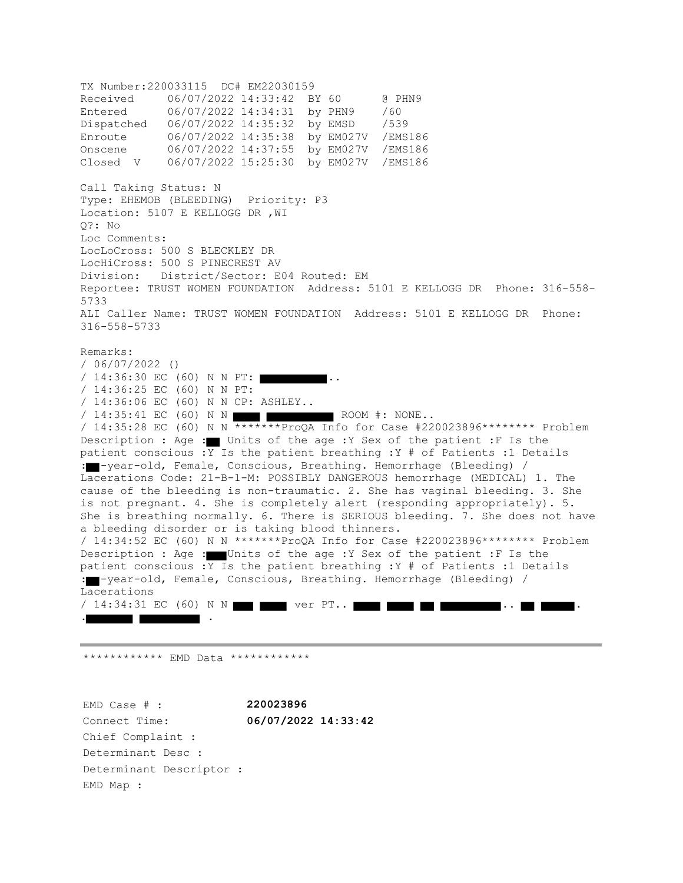```
TX Number:220033115  DC# EM22030159
Received     06/07/2022 14:33:42  BY 60      @ PHN9
Entered      06/07/2022 14:34:31  by PHN9    /60
Dispatched   06/07/2022 14:35:32  by EMSD    /539
Enroute      06/07/2022 14:35:38  by EM027V  /EMS186
Onscene      06/07/2022 14:37:55  by EM027V  /EMS186
Closed  V    06/07/2022 15:25:30  by EM027V  /EMS186
```

Call Taking Status: N
Type: EHEMOB (BLEEDING)  Priority: P3
Location: 5107 E KELLOGG DR ,WI
Q?: No
Loc Comments:
LocLoCross: 500 S BLECKLEY DR
LocHiCross: 500 S PINECREST AV
Division:   District/Sector: E04 Routed: EM
Reportee: TRUST WOMEN FOUNDATION  Address: 5101 E KELLOGG DR  Phone: 316-558-5733
ALI Caller Name: TRUST WOMEN FOUNDATION  Address: 5101 E KELLOGG DR  Phone: 316-558-5733

Remarks:
/ 06/07/2022 ()
/ 14:36:30 EC (60) N N PT: ██████..
/ 14:36:25 EC (60) N N PT:
/ 14:36:06 EC (60) N N CP: ASHLEY..
/ 14:35:41 EC (60) N N ███ ██████ ROOM #: NONE..
/ 14:35:28 EC (60) N N *******ProQA Info for Case #220023896******** Problem Description : Age :██ Units of the age :Y Sex of the patient :F Is the patient conscious :Y Is the patient breathing :Y # of Patients :1 Details :██-year-old, Female, Conscious, Breathing. Hemorrhage (Bleeding) / Lacerations Code: 21-B-1-M: POSSIBLY DANGEROUS hemorrhage (MEDICAL) 1. The cause of the bleeding is non-traumatic. 2. She has vaginal bleeding. 3. She is not pregnant. 4. She is completely alert (responding appropriately). 5. She is breathing normally. 6. There is SERIOUS bleeding. 7. She does not have a bleeding disorder or is taking blood thinners.
/ 14:34:52 EC (60) N N *******ProQA Info for Case #220023896******** Problem Description : Age :██Units of the age :Y Sex of the patient :F Is the patient conscious :Y Is the patient breathing :Y # of Patients :1 Details :██-year-old, Female, Conscious, Breathing. Hemorrhage (Bleeding) / Lacerations
/ 14:34:31 EC (60) N N ██ ███ ver PT.. ███ ███ ██ ██████.. ██ ███. .████ █████ .

---

************ EMD Data ************

EMD Case # : **220023896**
Connect Time: **06/07/2022 14:33:42**
Chief Complaint :
Determinant Desc :
Determinant Descriptor :
EMD Map :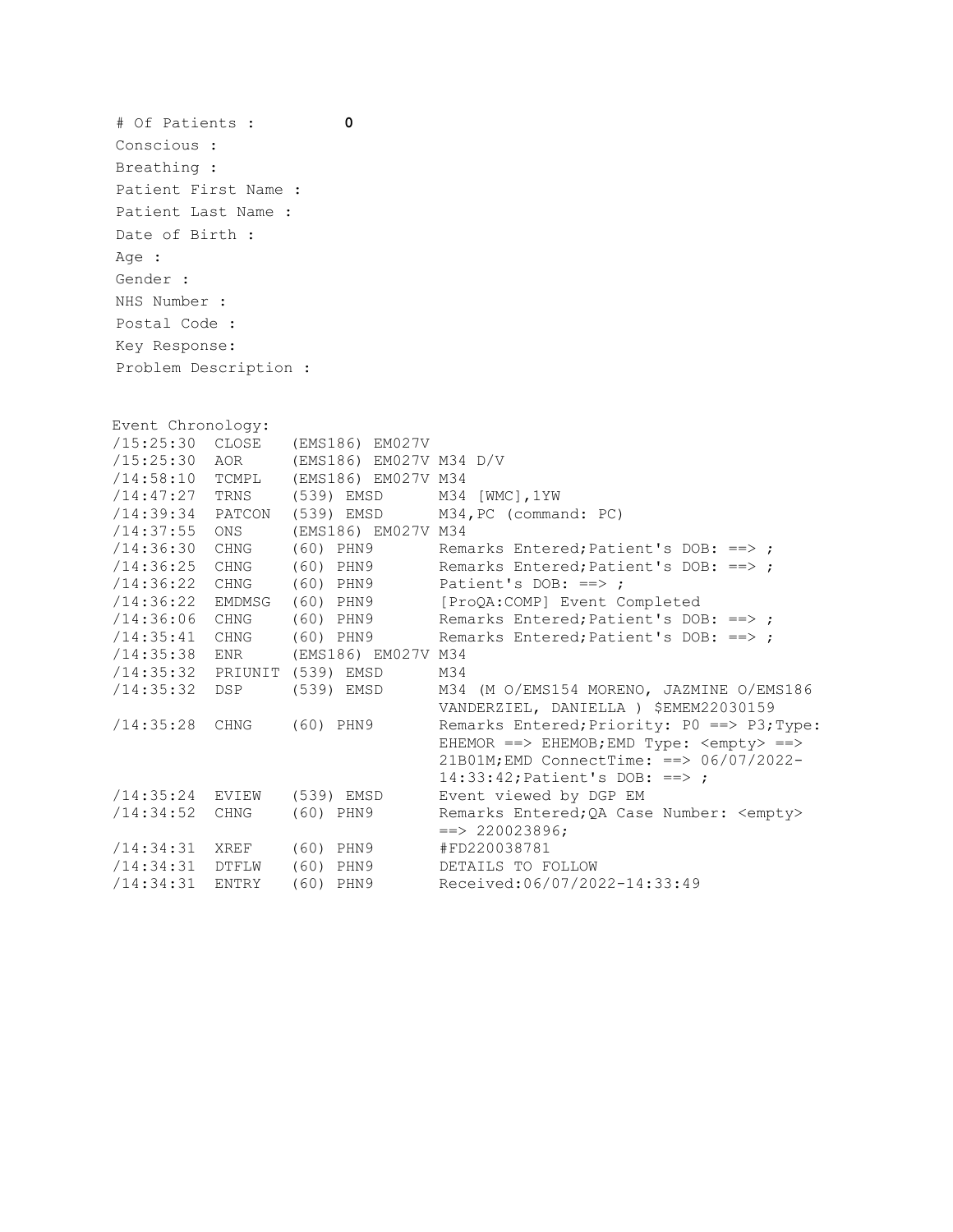# Of Patients : **0**
Conscious :
Breathing :
Patient First Name :
Patient Last Name :
Date of Birth :
Age :
Gender :
NHS Number :
Postal Code :
Key Response:
Problem Description :

Event Chronology:

| | | | |
|---|---|---|---|
| /15:25:30 | CLOSE | (EMS186) EM027V | |
| /15:25:30 | AOR | (EMS186) EM027V | M34 D/V |
| /14:58:10 | TCMPL | (EMS186) EM027V | M34 |
| /14:47:27 | TRNS | (539) EMSD | M34 [WMC],1YW |
| /14:39:34 | PATCON | (539) EMSD | M34,PC (command: PC) |
| /14:37:55 | ONS | (EMS186) EM027V | M34 |
| /14:36:30 | CHNG | (60) PHN9 | Remarks Entered;Patient's DOB: ==> ; |
| /14:36:25 | CHNG | (60) PHN9 | Remarks Entered;Patient's DOB: ==> ; |
| /14:36:22 | CHNG | (60) PHN9 | Patient's DOB: ==> ; |
| /14:36:22 | EMDMSG | (60) PHN9 | [ProQA:COMP] Event Completed |
| /14:36:06 | CHNG | (60) PHN9 | Remarks Entered;Patient's DOB: ==> ; |
| /14:35:41 | CHNG | (60) PHN9 | Remarks Entered;Patient's DOB: ==> ; |
| /14:35:38 | ENR | (EMS186) EM027V | M34 |
| /14:35:32 | PRIUNIT | (539) EMSD | M34 |
| /14:35:32 | DSP | (539) EMSD | M34 (M O/EMS154 MORENO, JAZMINE O/EMS186 VANDERZIEL, DANIELLA ) $EMEM22030159 |
| /14:35:28 | CHNG | (60) PHN9 | Remarks Entered;Priority: P0 ==> P3;Type: EHEMOR ==> EHEMOB;EMD Type: <empty> ==> 21B01M;EMD ConnectTime: ==> 06/07/2022-14:33:42;Patient's DOB: ==> ; |
| /14:35:24 | EVIEW | (539) EMSD | Event viewed by DGP EM |
| /14:34:52 | CHNG | (60) PHN9 | Remarks Entered;QA Case Number: <empty> ==> 220023896; |
| /14:34:31 | XREF | (60) PHN9 | #FD220038781 |
| /14:34:31 | DTFLW | (60) PHN9 | DETAILS TO FOLLOW |
| /14:34:31 | ENTRY | (60) PHN9 | Received:06/07/2022-14:33:49 |